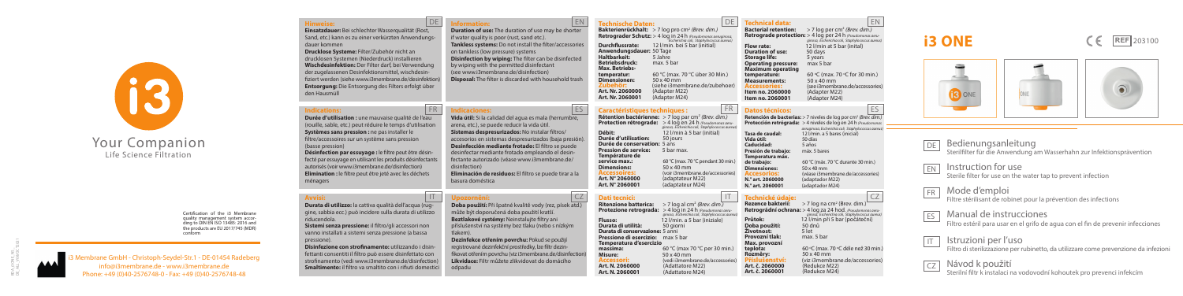# i3 ONE

CE REF 203100

i3

Your Companion
Life Science Filtration

Certification of the i3 Membrane quality management system according to DIN EN ISO 13485: 2016 and the products are EU 2017/745 (MDR) conform

i3 Membrane GmbH · Christoph-Seydel-Str.1 · DE-01454 Radeberg
info@i3membrane.de · www.i3membrane.de
Phone: +49 (0)40-2576748-0 · Fax: +49 (0)40-2576748-48

DE **Bedienungsanleitung**
Sterilfilter für die Anwendung am Wasserhahn zur Infektionsprävention

EN **Instruction for use**
Sterile filter for use on the water tap to prevent infection

FR **Mode d'emploi**
Filtre stérilisant de robinet pour la prévention des infections

ES **Manual de instrucciones**
Filtro estéril para usar en el grifo de agua con el fin de prevenir infecciones

IT **Istruzioni per l'uso**
Filtro di sterilizzazione per rubinetto, da utilizzare come prevenzione da infezioni

CZ **Návod k použití**
Sterilní filtr k instalaci na vodovodní kohoutek pro prevenci infekcím

## DE – Hinweise:

**Einsatzdauer:** Bei schlechter Wasserqualität (Rost, Sand, etc.) kann es zu einer verkürzten Anwendungsdauer kommen

**Drucklose Systeme:** Filter/Zubehör nicht an drucklosen Systemen (Niederdruck) installieren

**Wischdesinfektion:** Der Filter darf, bei Verwendung der zugelassenen Desinfektionsmittel, wischdesinfiziert werden (siehe www.i3membrane.de/desinfektion)

**Entsorgung:** Die Entsorgung des Filters erfolgt über den Hausmüll

## EN – Information:

**Duration of use:** The duration of use may be shorter if water quality is poor (rust, sand etc.).

**Tankless systems:** Do not install the filter/accessories on tankless (low pressure) systems

**Disinfection by wiping:** The filter can be disinfected by wiping with the permitted disinfectant (see www.i3membrane.de/disinfection)

**Disposal:** The filter is discarded with household trash

## DE – Technische Daten:

| | |
|---|---|
| **Bakterienrückhalt:** | > 7 log pro cm² *(Brev. dim.)* |
| **Retrograder Schutz:** | > 4 log in 24 h *(Pseudomonas aeruginosa, Escherichia coli, Staphylococcus aureus)* |
| **Durchflussrate:** | 12 l/min. bei 5 bar (initial) |
| **Anwendungsdauer:** | 50 Tage |
| **Haltbarkeit:** | 5 Jahre |
| **Betriebsdruck:** | max. 5 bar |
| **Max. Betriebstemperatur:** | 60 °C (max. 70 °C über 30 Min.) |
| **Dimensionen:** | 50 x 40 mm |
| **Zubehör:** | (siehe i3membrane.de/zubehoer) |
| **Art. Nr. 2060000** | (Adapter M22) |
| **Art. Nr. 2060001** | (Adapter M24) |

## EN – Technical data:

| | |
|---|---|
| **Bacterial retention:** | > 7 log per cm² *(Brev. dim.)* |
| **Retrograde protection:** | > 4 log per 24 h *(Pseudomonas aeruginosa, Escherichia coli, Staphylococcus aureus)* |
| **Flow rate:** | 12 l/min at 5 bar (initial) |
| **Duration of use:** | 50 days |
| **Storage life:** | 5 years |
| **Operating pressure:** | max 5 bar |
| **Maximum operating temperature:** | 60 °C (max. 70 °C for 30 min.) |
| **Measurements:** | 50 x 40 mm |
| **Accessories:** | (see i3membrane.de/accessories) |
| **Item no. 2060000** | (Adapter M22) |
| **Item no. 2060001** | (Adapter M24) |

## FR – Indications:

**Durée d'utilisation :** une mauvaise qualité de l'eau (rouille, sable, etc.) peut réduire le temps d'utilisation

**Systèmes sans pression :** ne pas installer le filtre/accessoires sur un système sans pression (basse pression)

**Désinfection par essuyage :** le filtre peut être désinfecté par essuyage en utilisant les produits désinfectants autorisés (voir www.i3membrane.de/disinfection)

**Elimination :** le filtre peut être jeté avec les déchets ménagers

## ES – Indicaciones:

**Vida útil:** Si la calidad del agua es mala (herrumbre, arena, etc.), se puede reducir la vida útil.

**Sistemas despresurizados:** No instalar filtros/accesorios en sistemas despresurizados (baja presión).

**Desinfección mediante frotado:** El filtro se puede desinfectar mediante frotado empleando el desinfectante autorizado (véase www.i3membrane.de/disinfection)

**Eliminación de residuos:** El filtro se puede tirar a la basura doméstica

## FR – Caractéristiques techniques :

| | |
|---|---|
| **Rétention bactérienne:** | > 7 log par cm² *(Brev. dim.)* |
| **Protection rétrograde:** | > 4 log en 24 h *(Pseudomonas aeruginosa, Escherichia coli, Staphylococcus aureus)* |
| **Débit:** | 12 l/min à 5 bar (initial) |
| **Durée d'utilisation:** | 50 jours |
| **Durée de conservation:** | 5 ans |
| **Pression de service:** | 5 bar max. |
| **Température de service max.:** | 60 °C (max. 70 °C pendant 30 min.) |
| **Dimensions:** | 50 x 40 mm |
| **Accessoires:** | (voir i3membrane.de/accessories) |
| **Art. N° 2060000** | (adaptateur M22) |
| **Art. N° 2060001** | (adaptateur M24) |

## ES – Datos técnicos:

| | |
|---|---|
| **Retención de bacterias:** | > 7 niveles de log por cm² *(Brev. dim.)* |
| **Protección retrógrada:** | > 4 niveles de log en 24 h *(Pseudomonas aeruginosa, Escherichia coli, Staphylococcus aureus)* |
| **Tasa de caudal:** | 12 l/min. a 5 bares (inicial) |
| **Vida útil:** | 50 días |
| **Caducidad:** | 5 años |
| **Presión de trabajo:** | máx. 5 bares |
| **Temperatura máx. de trabajo:** | 60 °C (máx. 70 °C durante 30 min.) |
| **Dimensiones:** | 50 x 40 mm |
| **Accesorios:** | (véase i3membrane.de/accessories) |
| **N.° art. 2060000** | (adaptador M22) |
| **N.° art. 2060001** | (adaptador M24) |

## IT – Avvisi:

**Durata di utilizzo:** la cattiva qualità dell'acqua (ruggine, sabbia ecc.) può incidere sulla durata di utilizzo riducendola.

**Sistemi senza pressione:** il filtro/gli accessori non vanno installati a sistemi senza pressione (a bassa pressione).

**Disinfezione con strofinamento:** utilizzando i disinfettanti consentiti il filtro può essere disinfettato con strofinamento (vedi www.i3membrane.de/disinfection)

**Smaltimento:** il filtro va smaltito con i rifiuti domestici

## CZ – Upozornění:

**Doba použití:** Při špatné kvalitě vody (rez, písek atd.) může být doporučená doba použití kratší.

**Beztlakové systémy:** Neinstalujte filtry ani příslušenství na systémy bez tlaku (nebo s nízkým tlakem).

**Dezinfekce otřením povrchu:** Pokud se použijí registrované dezinfekční prostředky, lze filtr dezinfikovat otřením povrchu (viz i3membrane.de/disinfection)

**Likvidace:** Filtr můžete zlikvidovat do domácího odpadu

## IT – Dati tecnici:

| | |
|---|---|
| **Ritenzione batterica:** | > 7 log al cm² *(Brev. dim.)* |
| **Protezione retrograda:** | > 4 log in 24 h *(Pseudomonas aeruginosa, Escherichia coli, Staphylococcus aureus)* |
| **Flusso:** | 12 l/min. a 5 bar (iniziale) |
| **Durata di utilità:** | 50 giorni |
| **Durata di conservazione:** | 5 anni |
| **Pressione di esercizio:** | max 5 bar |
| **Temperatura d'esercizio massima:** | 60 °C (max 70 °C per 30 min.) |
| **Misure:** | 50 x 40 mm |
| **Accessori:** | (vedi i3membrane.de/accessories) |
| **Art. N. 2060000** | (Adattatore M22) |
| **Art. N. 2060001** | (Adattatore M24) |

## CZ – Technické údaje:

| | |
|---|---|
| **Rezence bakterií:** | > 7 log na cm² (Brev. dim.) |
| **Retrográdní ochrana:** | > 4 log za 24 hod. *(Pseudomonas aeruginosa, Escherichia coli, Staphylococcus aureus)* |
| **Průtok:** | 12 l/min při 5 bar (počáteční) |
| **Doba použití:** | 50 dnů |
| **Životnost:** | 5 let |
| **Provozní tlak:** | max. 5 bar |
| **Max. provozní teplota:** | 60 °C (max. 70 °C déle než 30 min.) |
| **Rozměry:** | 50 x 40 mm |
| **Příslušenství:** | (viz i3membrane.de/accessories) |
| **Art. č. 2060000** | (Redukce M22) |
| **Art. č. 2060001** | (Redukce M24) |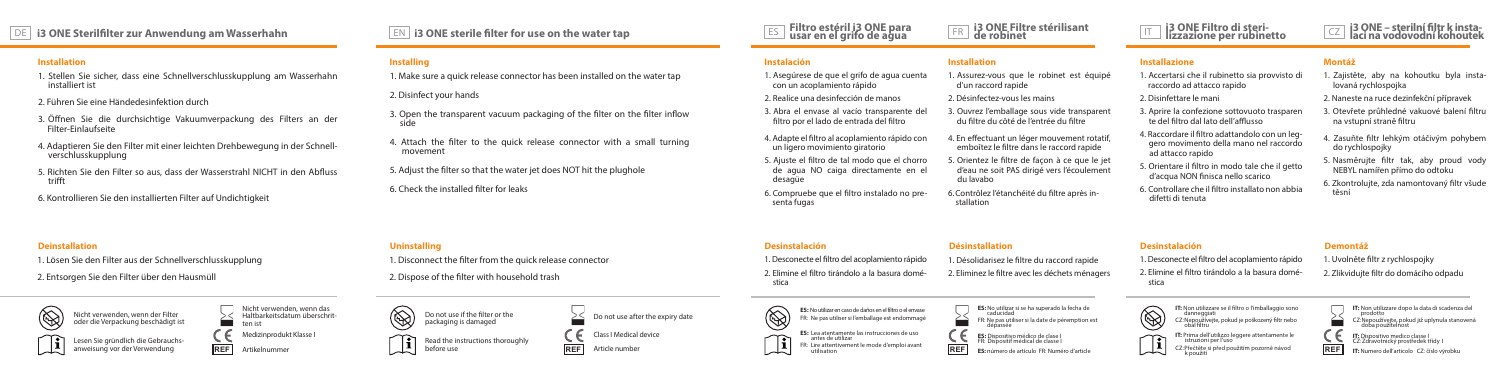# DE i3 ONE Sterilfilter zur Anwendung am Wasserhahn

## Installation

1. Stellen Sie sicher, dass eine Schnellverschlusskupplung am Wasserhahn installiert ist
2. Führen Sie eine Händedesinfektion durch
3. Öffnen Sie die durchsichtige Vakuumverpackung des Filters an der Filter-Einlaufseite
4. Adaptieren Sie den Filter mit einer leichten Drehbewegung in der Schnellverschlusskupplung
5. Richten Sie den Filter so aus, dass der Wasserstrahl NICHT in den Abfluss trifft
6. Kontrollieren Sie den installierten Filter auf Undichtigkeit

## Deinstallation

1. Lösen Sie den Filter aus der Schnellverschlusskupplung
2. Entsorgen Sie den Filter über den Hausmüll

Nicht verwenden, wenn der Filter oder die Verpackung beschädigt ist

Lesen Sie gründlich die Gebrauchsanweisung vor der Verwendung

Nicht verwenden, wenn das Haltbarkeitsdatum überschritten ist

Medizinprodukt Klasse I

REF Artikelnummer

# EN i3 ONE sterile filter for use on the water tap

## Installing

1. Make sure a quick release connector has been installed on the water tap
2. Disinfect your hands
3. Open the transparent vacuum packaging of the filter on the filter inflow side
4. Attach the filter to the quick release connector with a small turning movement
5. Adjust the filter so that the water jet does NOT hit the plughole
6. Check the installed filter for leaks

## Uninstalling

1. Disconnect the filter from the quick release connector
2. Dispose of the filter with household trash

Do not use if the filter or the packaging is damaged

Read the instructions thoroughly before use

Do not use after the expiry date

Class I Medical device

REF Article number

# ES Filtro estéril i3 ONE para usar en el grifo de agua

## Instalación

1. Asegúrese de que el grifo de agua cuenta con un acoplamiento rápido
2. Realice una desinfección de manos
3. Abra el envase al vacío transparente del filtro por el lado de entrada del filtro
4. Adapte el filtro al acoplamiento rápido con un ligero movimiento giratorio
5. Ajuste el filtro de tal modo que el chorro de agua NO caiga directamente en el desagüe
6. Compruebe que el filtro instalado no presenta fugas

## Desinstalación

1. Desconecte el filtro del acoplamiento rápido
2. Elimine el filtro tirándolo a la basura doméstica

# FR i3 ONE Filtre stérilisant de robinet

## Installation

1. Assurez-vous que le robinet est équipé d'un raccord rapide
2. Désinfectez-vous les mains
3. Ouvrez l'emballage sous vide transparent du filtre du côté de l'entrée du filtre
4. En effectuant un léger mouvement rotatif, emboîtez le filtre dans le raccord rapide
5. Orientez le filtre de façon à ce que le jet d'eau ne soit PAS dirigé vers l'écoulement du lavabo
6. Contrôlez l'étanchéité du filtre après installation

## Désinstallation

1. Désolidarisez le filtre du raccord rapide
2. Eliminez le filtre avec les déchets ménagers

ES: No utilizar en caso de daños en el filtro o el envase
FR: Ne pas utiliser si l'emballage est endommagé

ES: Lea atentamente las instrucciones de uso antes de utilizar
FR: Lire attentivement le mode d'emploi avant utilisation

ES: No utilizar si se ha superado la fecha de caducidad
FR: Ne pas utiliser si la date de péremption est dépassée

ES: Dispositivo médico de clase I
FR: Dispositif médical de classe I

REF ES: número de artículo FR: Numéro d'article

# IT i3 ONE Filtro di sterilizzazione per rubinetto

## Installazione

1. Accertarsi che il rubinetto sia provvisto di raccordo ad attacco rapido
2. Disinfettare le mani
3. Aprire la confezione sottovuoto trasparente del filtro dal lato dell'afflusso
4. Raccordare il filtro adattandolo con un leggero movimento della mano nel raccordo ad attacco rapido
5. Orientare il filtro in modo tale che il getto d'acqua NON finisca nello scarico
6. Controllare che il filtro installato non abbia difetti di tenuta

## Desinstalación

1. Desconecte el filtro del acoplamiento rápido
2. Elimine el filtro tirándolo a la basura doméstica

# CZ i3 ONE – sterilní filtr k instalaci na vodovodní kohoutek

## Montáž

1. Zajistěte, aby na kohoutku byla instalovaná rychlospojka
2. Naneste na ruce dezinfekční přípravek
3. Otevřete průhledné vakuové balení filtru na vstupní straně filtru
4. Zasuňte filtr lehkým otáčivým pohybem do rychlospojky
5. Nasměrujte filtr tak, aby proud vody NEBYL namířen přímo do odtoku
6. Zkontrolujte, zda namontovaný filtr všude těsní

## Demontáž

1. Uvolněte filtr z rychlospojky
2. Zlikvidujte filtr do domácího odpadu

IT: Non utilizzare se il filtro o l'imballaggio sono danneggiati
CZ: Nepoužívejte, pokud je poškozený filtr nebo obal filtru

IT: Prima dell'utilizzo leggere attentamente le istruzioni per l'uso
CZ: Přečtěte si před použitím pozorně návod k použití

IT: Non utilizzare dopo la data di scadenza del prodotto
CZ: Nepoužívejte, pokud již uplynula stanovená doba použitelnosti

IT: Dispositivo medico classe I
CZ: Zdravotnický prostředek třídy I

REF IT: Numero dell'articolo CZ: číslo výrobku